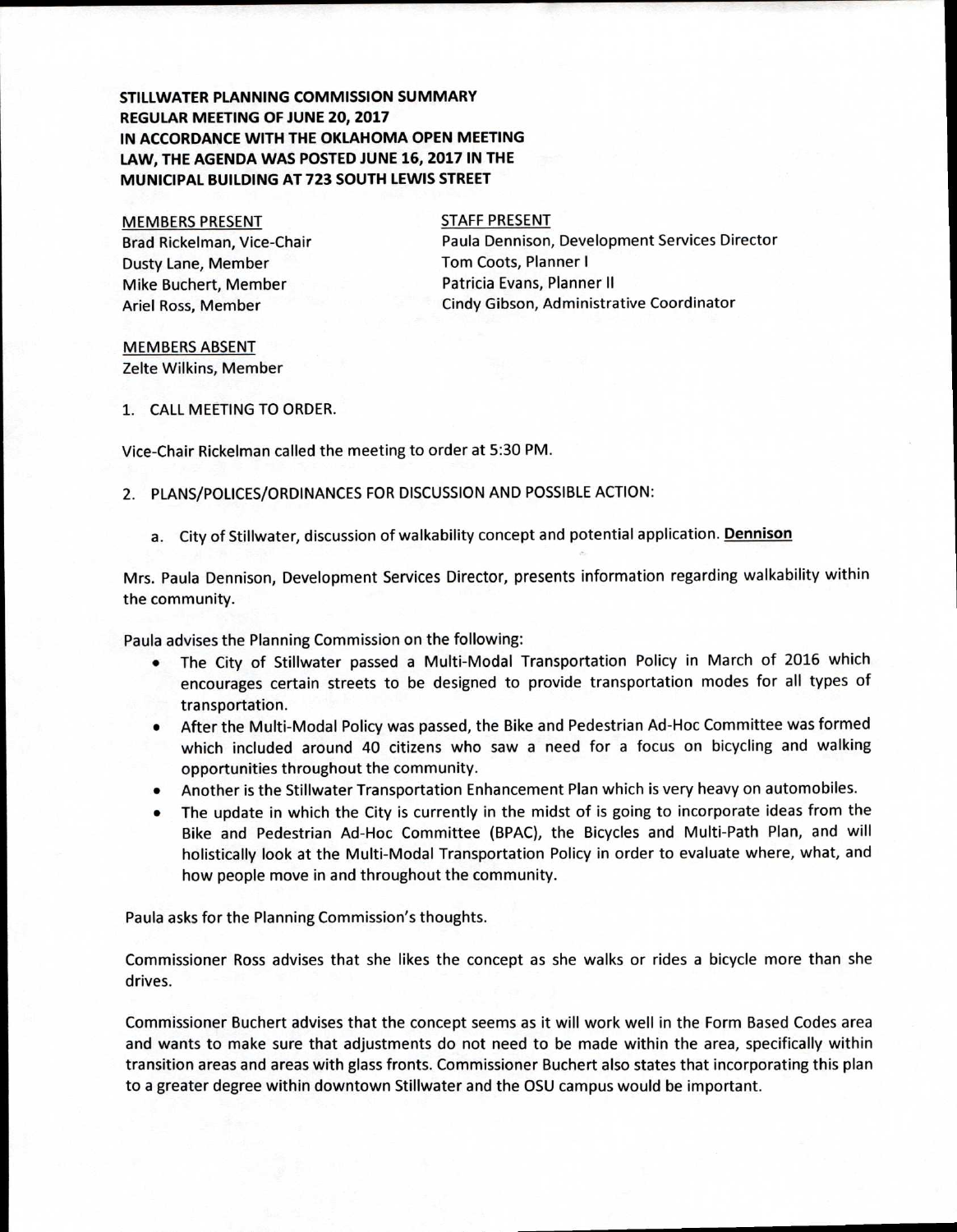**STILLWATER PLANNING COMMISSION SUMMARY**
**REGULAR MEETING OF JUNE 20, 2017**
**IN ACCORDANCE WITH THE OKLAHOMA OPEN MEETING LAW, THE AGENDA WAS POSTED JUNE 16, 2017 IN THE MUNICIPAL BUILDING AT 723 SOUTH LEWIS STREET**

MEMBERS PRESENT
Brad Rickelman, Vice-Chair
Dusty Lane, Member
Mike Buchert, Member
Ariel Ross, Member

STAFF PRESENT
Paula Dennison, Development Services Director
Tom Coots, Planner I
Patricia Evans, Planner II
Cindy Gibson, Administrative Coordinator

MEMBERS ABSENT
Zelte Wilkins, Member

1. CALL MEETING TO ORDER.

Vice-Chair Rickelman called the meeting to order at 5:30 PM.

2. PLANS/POLICES/ORDINANCES FOR DISCUSSION AND POSSIBLE ACTION:

   a. City of Stillwater, discussion of walkability concept and potential application. **Dennison**

Mrs. Paula Dennison, Development Services Director, presents information regarding walkability within the community.

Paula advises the Planning Commission on the following:

- The City of Stillwater passed a Multi-Modal Transportation Policy in March of 2016 which encourages certain streets to be designed to provide transportation modes for all types of transportation.
- After the Multi-Modal Policy was passed, the Bike and Pedestrian Ad-Hoc Committee was formed which included around 40 citizens who saw a need for a focus on bicycling and walking opportunities throughout the community.
- Another is the Stillwater Transportation Enhancement Plan which is very heavy on automobiles.
- The update in which the City is currently in the midst of is going to incorporate ideas from the Bike and Pedestrian Ad-Hoc Committee (BPAC), the Bicycles and Multi-Path Plan, and will holistically look at the Multi-Modal Transportation Policy in order to evaluate where, what, and how people move in and throughout the community.

Paula asks for the Planning Commission's thoughts.

Commissioner Ross advises that she likes the concept as she walks or rides a bicycle more than she drives.

Commissioner Buchert advises that the concept seems as it will work well in the Form Based Codes area and wants to make sure that adjustments do not need to be made within the area, specifically within transition areas and areas with glass fronts. Commissioner Buchert also states that incorporating this plan to a greater degree within downtown Stillwater and the OSU campus would be important.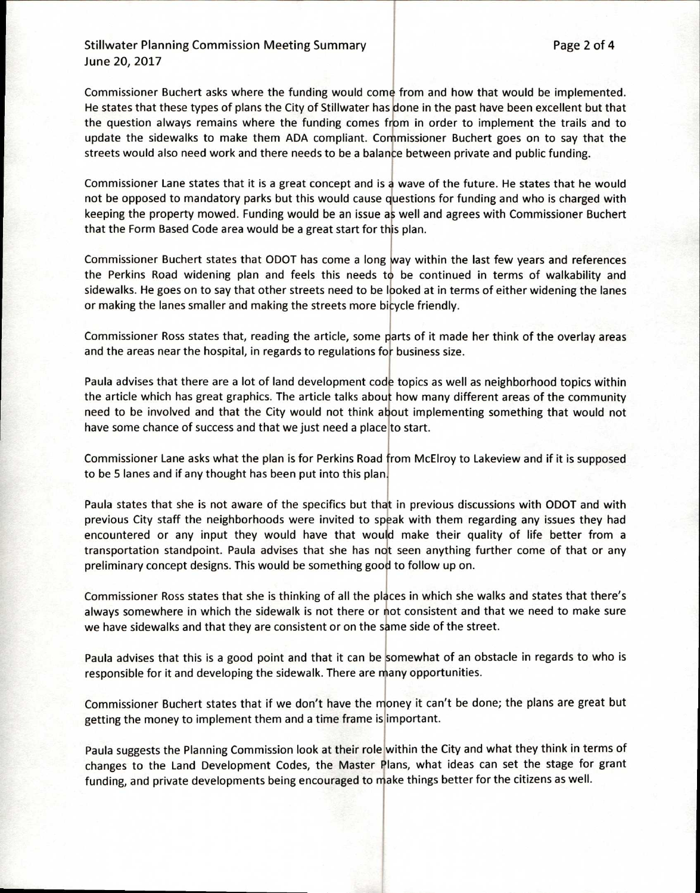Commissioner Buchert asks where the funding would come from and how that would be implemented. He states that these types of plans the City of Stillwater has done in the past have been excellent but that the question always remains where the funding comes from in order to implement the trails and to update the sidewalks to make them ADA compliant. Commissioner Buchert goes on to say that the streets would also need work and there needs to be a balance between private and public funding.

Commissioner Lane states that it is a great concept and is a wave of the future. He states that he would not be opposed to mandatory parks but this would cause questions for funding and who is charged with keeping the property mowed. Funding would be an issue as well and agrees with Commissioner Buchert that the Form Based Code area would be a great start for this plan.

Commissioner Buchert states that ODOT has come a long way within the last few years and references the Perkins Road widening plan and feels this needs to be continued in terms of walkability and sidewalks. He goes on to say that other streets need to be looked at in terms of either widening the lanes or making the lanes smaller and making the streets more bicycle friendly.

Commissioner Ross states that, reading the article, some parts of it made her think of the overlay areas and the areas near the hospital, in regards to regulations for business size.

Paula advises that there are a lot of land development code topics as well as neighborhood topics within the article which has great graphics. The article talks about how many different areas of the community need to be involved and that the City would not think about implementing something that would not have some chance of success and that we just need a place to start.

Commissioner Lane asks what the plan is for Perkins Road from McElroy to Lakeview and if it is supposed to be 5 lanes and if any thought has been put into this plan.

Paula states that she is not aware of the specifics but that in previous discussions with ODOT and with previous City staff the neighborhoods were invited to speak with them regarding any issues they had encountered or any input they would have that would make their quality of life better from a transportation standpoint. Paula advises that she has not seen anything further come of that or any preliminary concept designs. This would be something good to follow up on.

Commissioner Ross states that she is thinking of all the places in which she walks and states that there's always somewhere in which the sidewalk is not there or not consistent and that we need to make sure we have sidewalks and that they are consistent or on the same side of the street.

Paula advises that this is a good point and that it can be somewhat of an obstacle in regards to who is responsible for it and developing the sidewalk. There are many opportunities.

Commissioner Buchert states that if we don't have the money it can't be done; the plans are great but getting the money to implement them and a time frame is important.

Paula suggests the Planning Commission look at their role within the City and what they think in terms of changes to the Land Development Codes, the Master Plans, what ideas can set the stage for grant funding, and private developments being encouraged to make things better for the citizens as well.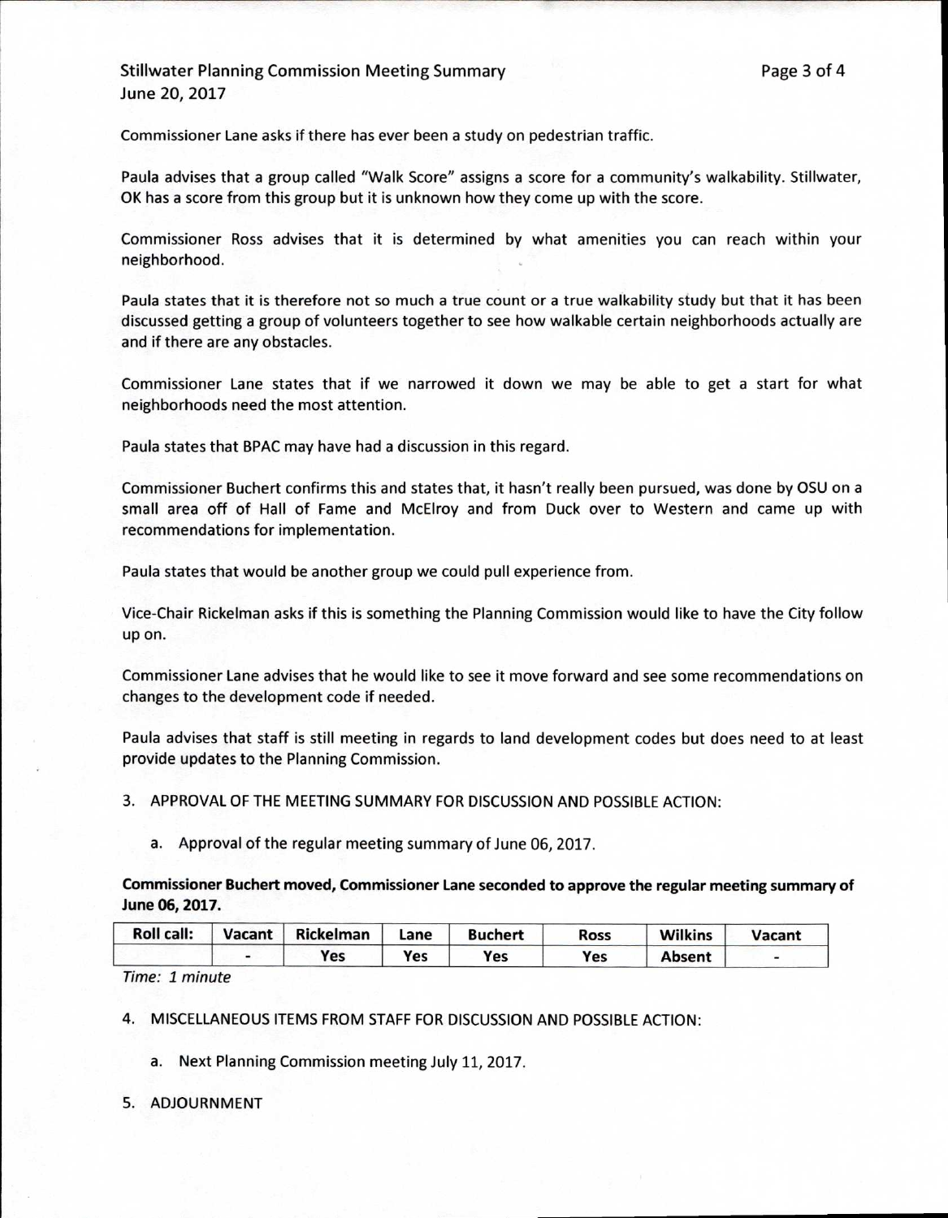Commissioner Lane asks if there has ever been a study on pedestrian traffic.

Paula advises that a group called "Walk Score" assigns a score for a community's walkability. Stillwater, OK has a score from this group but it is unknown how they come up with the score.

Commissioner Ross advises that it is determined by what amenities you can reach within your neighborhood.

Paula states that it is therefore not so much a true count or a true walkability study but that it has been discussed getting a group of volunteers together to see how walkable certain neighborhoods actually are and if there are any obstacles.

Commissioner Lane states that if we narrowed it down we may be able to get a start for what neighborhoods need the most attention.

Paula states that BPAC may have had a discussion in this regard.

Commissioner Buchert confirms this and states that, it hasn't really been pursued, was done by OSU on a small area off of Hall of Fame and McElroy and from Duck over to Western and came up with recommendations for implementation.

Paula states that would be another group we could pull experience from.

Vice-Chair Rickelman asks if this is something the Planning Commission would like to have the City follow up on.

Commissioner Lane advises that he would like to see it move forward and see some recommendations on changes to the development code if needed.

Paula advises that staff is still meeting in regards to land development codes but does need to at least provide updates to the Planning Commission.

3. APPROVAL OF THE MEETING SUMMARY FOR DISCUSSION AND POSSIBLE ACTION:

   a. Approval of the regular meeting summary of June 06, 2017.

**Commissioner Buchert moved, Commissioner Lane seconded to approve the regular meeting summary of June 06, 2017.**

| Roll call: | Vacant | Rickelman | Lane | Buchert | Ross | Wilkins | Vacant |
|---|---|---|---|---|---|---|---|
| | - | Yes | Yes | Yes | Yes | Absent | - |

*Time: 1 minute*

4. MISCELLANEOUS ITEMS FROM STAFF FOR DISCUSSION AND POSSIBLE ACTION:

   a. Next Planning Commission meeting July 11, 2017.

5. ADJOURNMENT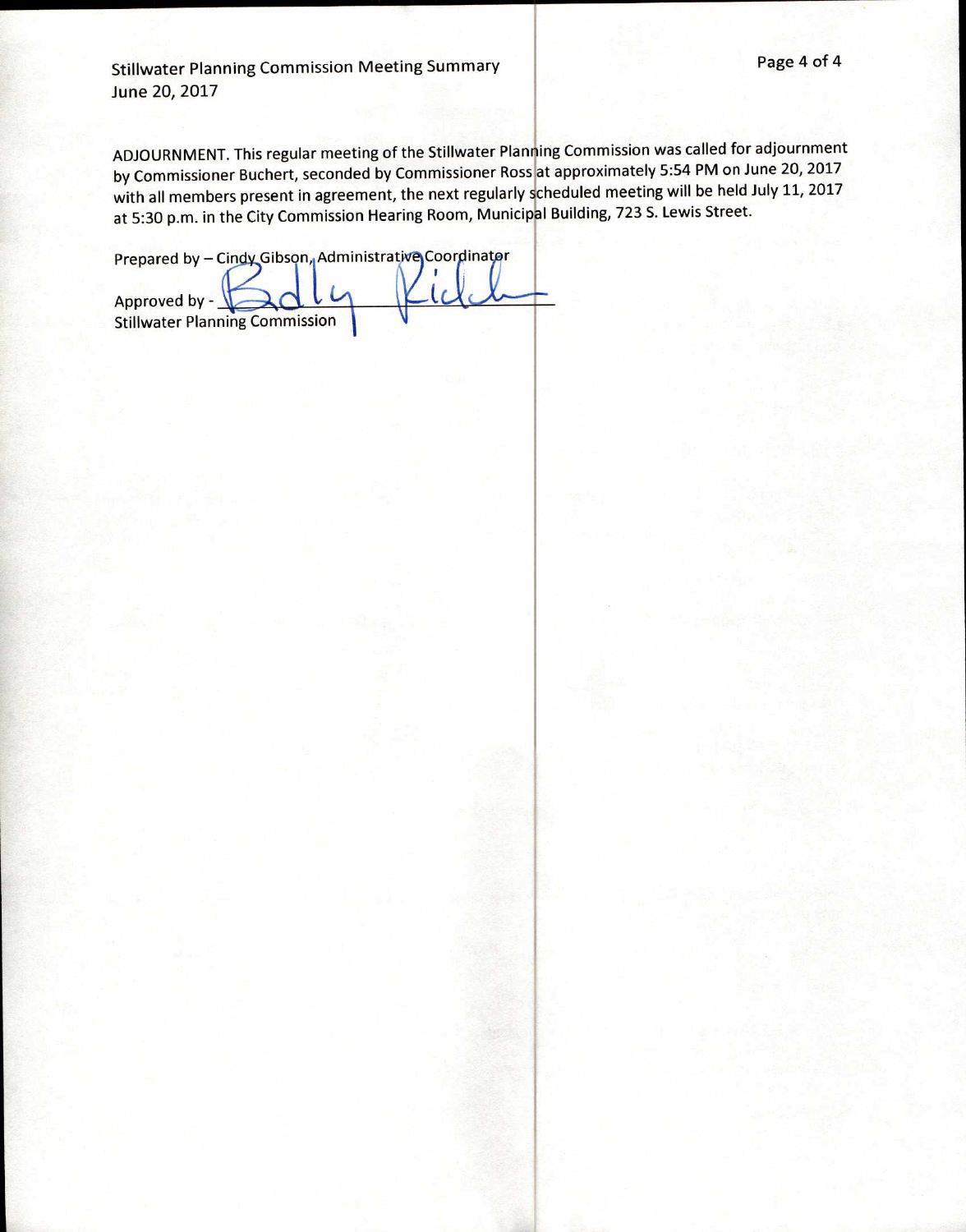ADJOURNMENT. This regular meeting of the Stillwater Planning Commission was called for adjournment by Commissioner Buchert, seconded by Commissioner Ross at approximately 5:54 PM on June 20, 2017 with all members present in agreement, the next regularly scheduled meeting will be held July 11, 2017 at 5:30 p.m. in the City Commission Hearing Room, Municipal Building, 723 S. Lewis Street.

Prepared by – Cindy Gibson, Administrative Coordinator

Approved by - Bdly Ridd
Stillwater Planning Commission